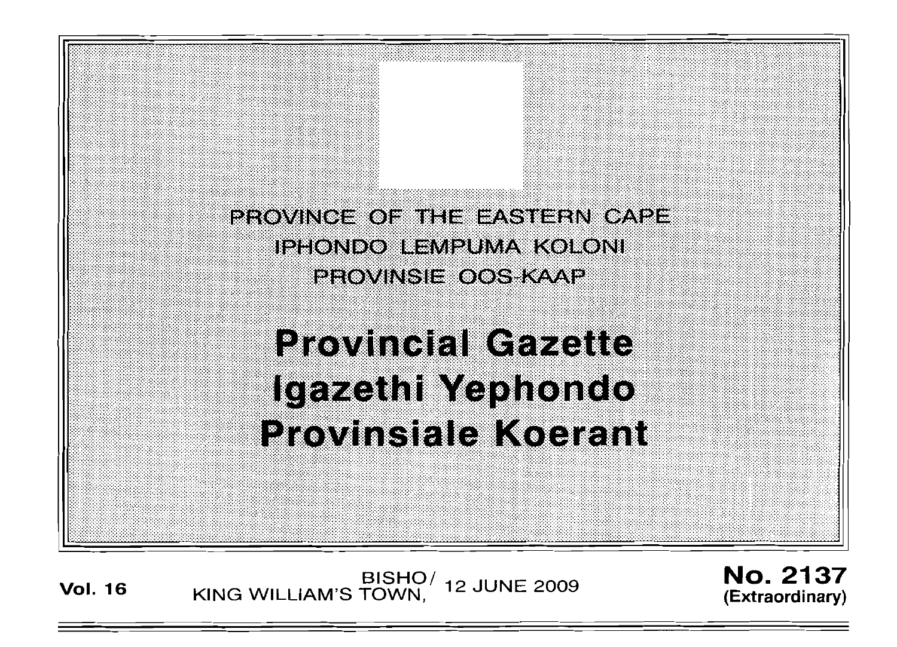PROVINCE OF THE EASTERN CAPE
IPHONDO LEMPUMA KOLONI
PROVINSIE OOS-KAAP

# Provincial Gazette
# Igazethi Yephondo
# Provinsiale Koerant

**Vol. 16** BISHO/KING WILLIAM'S TOWN, 12 JUNE 2009 **No. 2137 (Extraordinary)**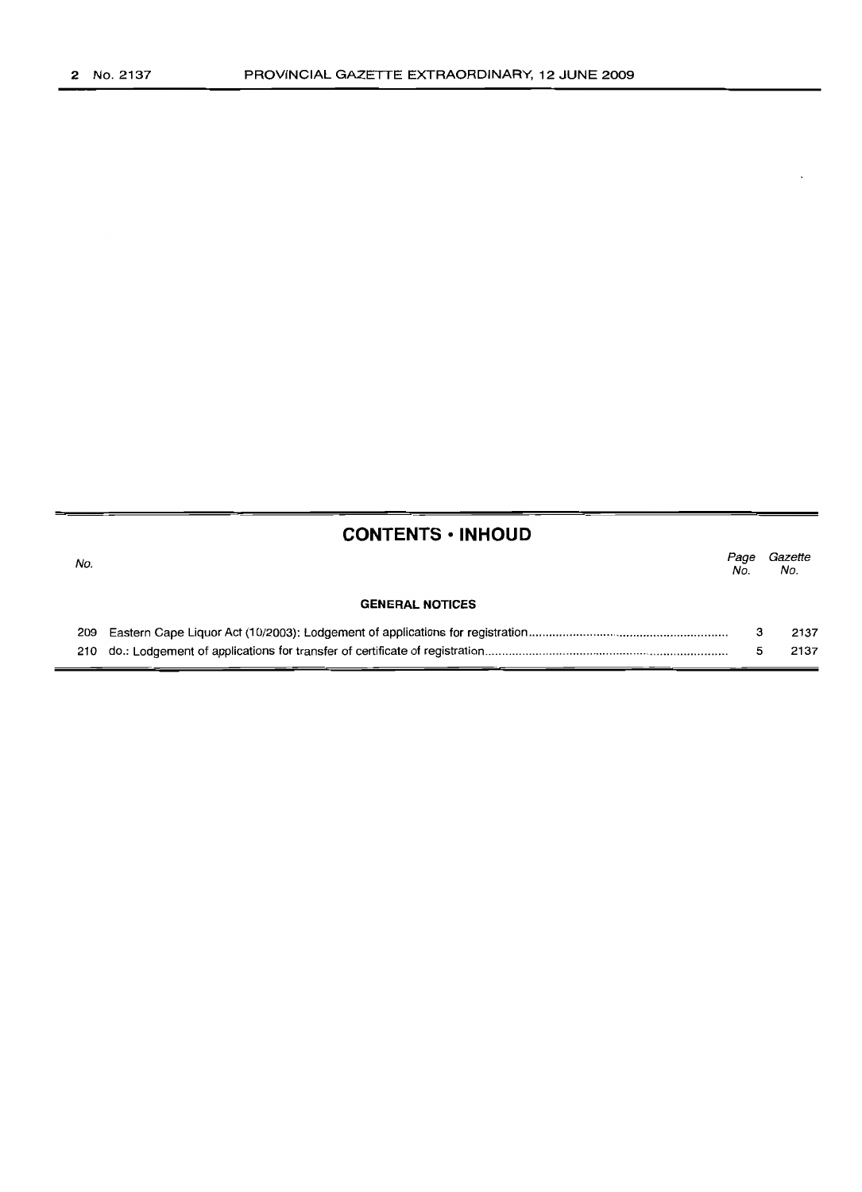## CONTENTS • INHOUD

| No. | | Page No. | Gazette No. |
|---|---|---|---|
| | **GENERAL NOTICES** | | |
| 209 | Eastern Cape Liquor Act (10/2003): Lodgement of applications for registration | 3 | 2137 |
| 210 | do.: Lodgement of applications for transfer of certificate of registration | 5 | 2137 |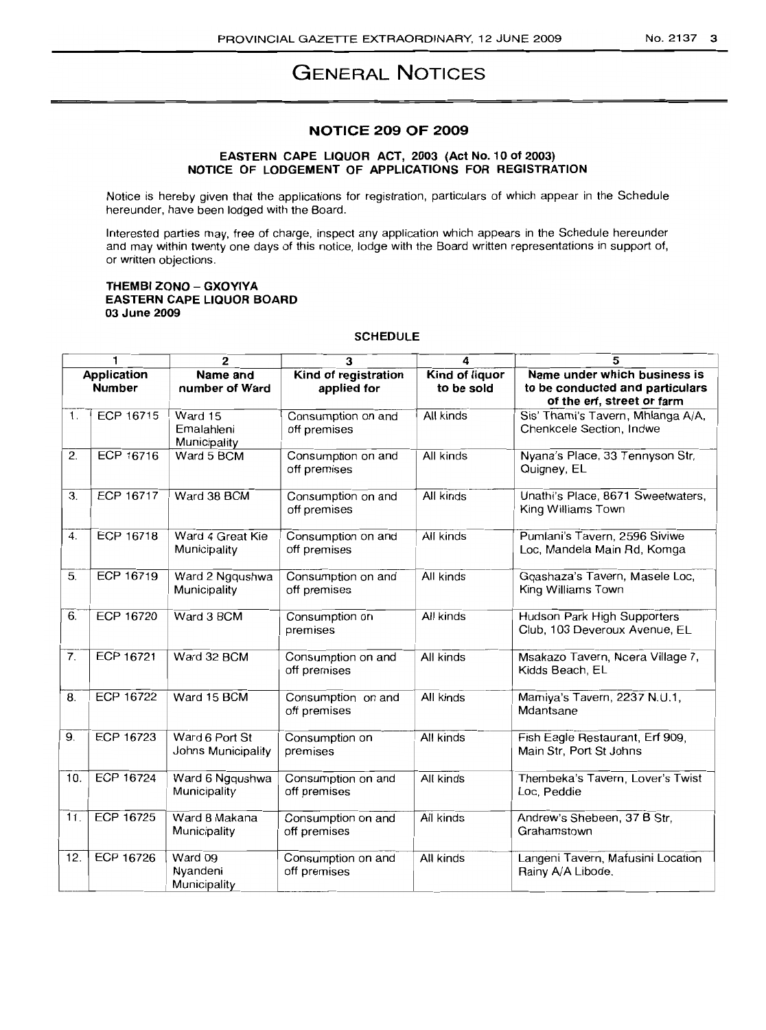# GENERAL NOTICES

## NOTICE 209 OF 2009

### EASTERN CAPE LIQUOR ACT, 2003 (Act No. 10 of 2003) NOTICE OF LODGEMENT OF APPLICATIONS FOR REGISTRATION

Notice is hereby given that the applications for registration, particulars of which appear in the Schedule hereunder, have been lodged with the Board.

Interested parties may, free of charge, inspect any application which appears in the Schedule hereunder and may within twenty one days of this notice, lodge with the Board written representations in support of, or written objections.

**THEMBI ZONO – GXOYIYA**
**EASTERN CAPE LIQUOR BOARD**
**03 June 2009**

SCHEDULE

| 1 | | 2 | 3 | 4 | 5 |
|---|---|---|---|---|---|
| **Application Number** | | **Name and number of Ward** | **Kind of registration applied for** | **Kind of liquor to be sold** | **Name under which business is to be conducted and particulars of the erf, street or farm** |
| 1. | ECP 16715 | Ward 15 Emalahleni Municipality | Consumption on and off premises | All kinds | Sis' Thami's Tavern, Mhlanga A/A, Chenkcele Section, Indwe |
| 2. | ECP 16716 | Ward 5 BCM | Consumption on and off premises | All kinds | Nyana's Place, 33 Tennyson Str, Quigney, EL |
| 3. | ECP 16717 | Ward 38 BCM | Consumption on and off premises | All kinds | Unathi's Place, 8671 Sweetwaters, King Williams Town |
| 4. | ECP 16718 | Ward 4 Great Kie Municipality | Consumption on and off premises | All kinds | Pumlani's Tavern, 2596 Siviwe Loc, Mandela Main Rd, Komga |
| 5. | ECP 16719 | Ward 2 Ngqushwa Municipality | Consumption on and off premises | All kinds | Gqashaza's Tavern, Masele Loc, King Williams Town |
| 6. | ECP 16720 | Ward 3 BCM | Consumption on premises | All kinds | Hudson Park High Supporters Club, 103 Deveroux Avenue, EL |
| 7. | ECP 16721 | Ward 32 BCM | Consumption on and off premises | All kinds | Msakazo Tavern, Ncera Village 7, Kidds Beach, EL |
| 8. | ECP 16722 | Ward 15 BCM | Consumption on and off premises | All kinds | Mamiya's Tavern, 2237 N.U.1, Mdantsane |
| 9. | ECP 16723 | Ward 6 Port St Johns Municipality | Consumption on premises | All kinds | Fish Eagle Restaurant, Erf 909, Main Str, Port St Johns |
| 10. | ECP 16724 | Ward 6 Ngqushwa Municipality | Consumption on and off premises | All kinds | Thembeka's Tavern, Lover's Twist Loc, Peddie |
| 11. | ECP 16725 | Ward 8 Makana Municipality | Consumption on and off premises | All kinds | Andrew's Shebeen, 37 B Str, Grahamstown |
| 12. | ECP 16726 | Ward 09 Nyandeni Municipality | Consumption on and off premises | All kinds | Langeni Tavern, Mafusini Location Rainy A/A Libode. |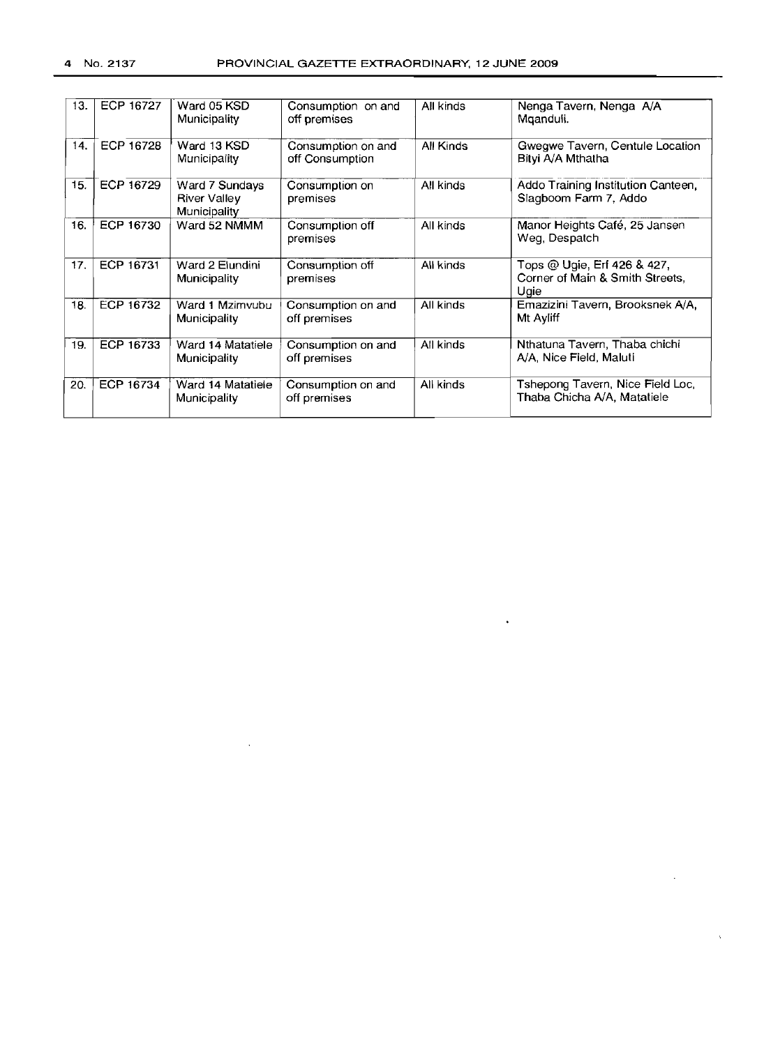| 13. | ECP 16727 | Ward 05 KSD Municipality | Consumption on and off premises | All kinds | Nenga Tavern, Nenga A/A Mqanduli. |
|---|---|---|---|---|---|
| 14. | ECP 16728 | Ward 13 KSD Municipality | Consumption on and off Consumption | All Kinds | Gwegwe Tavern, Gentule Location Bityi A/A Mthatha |
| 15. | ECP 16729 | Ward 7 Sundays River Valley Municipality | Consumption on premises | All kinds | Addo Training Institution Canteen, Slagboom Farm 7, Addo |
| 16. | ECP 16730 | Ward 52 NMMM | Consumption off premises | All kinds | Manor Heights Café, 25 Jansen Weg, Despatch |
| 17. | ECP 16731 | Ward 2 Elundini Municipality | Consumption off premises | All kinds | Tops @ Ugie, Erf 426 & 427, Corner of Main & Smith Streets, Ugie |
| 18. | ECP 16732 | Ward 1 Mzimvubu Municipality | Consumption on and off premises | All kinds | Emazizini Tavern, Brooksnek A/A, Mt Ayliff |
| 19. | ECP 16733 | Ward 14 Matatiele Municipality | Consumption on and off premises | All kinds | Nthatuna Tavern, Thaba chichi A/A, Nice Field, Maluti |
| 20. | ECP 16734 | Ward 14 Matatiele Municipality | Consumption on and off premises | All kinds | Tshepong Tavern, Nice Field Loc, Thaba Chicha A/A, Matatiele |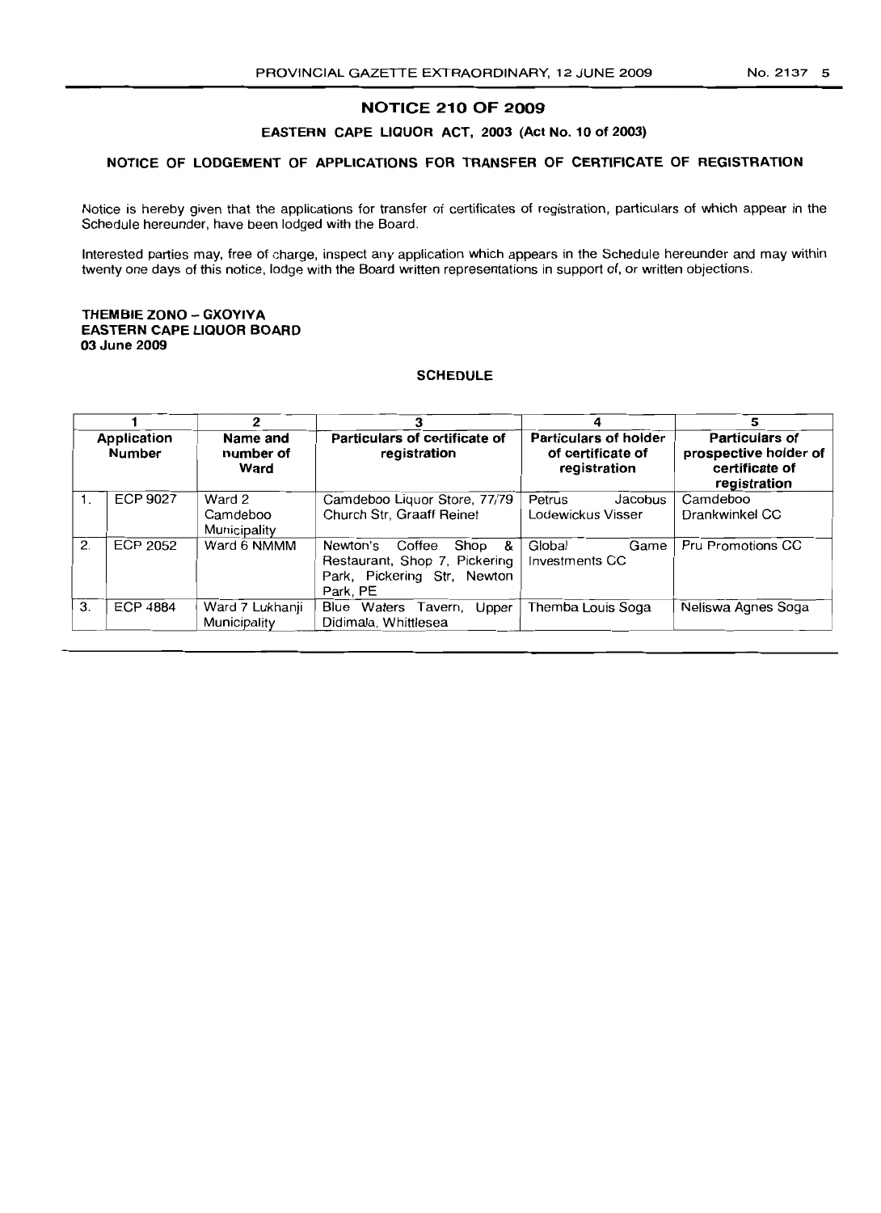## NOTICE 210 OF 2009

### EASTERN CAPE LIQUOR ACT, 2003 (Act No. 10 of 2003)

### NOTICE OF LODGEMENT OF APPLICATIONS FOR TRANSFER OF CERTIFICATE OF REGISTRATION

Notice is hereby given that the applications for transfer of certificates of registration, particulars of which appear in the Schedule hereunder, have been lodged with the Board.

Interested parties may, free of charge, inspect any application which appears in the Schedule hereunder and may within twenty one days of this notice, lodge with the Board written representations in support of, or written objections.

**THEMBIE ZONO – GXOYIYA**
**EASTERN CAPE LIQUOR BOARD**
**03 June 2009**

**SCHEDULE**

| 1 | | 2 | 3 | 4 | 5 |
|---|---|---|---|---|---|
| **Application Number** | | **Name and number of Ward** | **Particulars of certificate of registration** | **Particulars of holder of certificate of registration** | **Particulars of prospective holder of certificate of registration** |
| 1. | ECP 9027 | Ward 2 Camdeboo Municipality | Camdeboo Liquor Store, 77/79 Church Str, Graaff Reinet | Petrus Jacobus Lodewickus Visser | Camdeboo Drankwinkel CC |
| 2. | ECP 2052 | Ward 6 NMMM | Newton's Coffee Shop & Restaurant, Shop 7, Pickering Park, Pickering Str, Newton Park, PE | Global Game Investments CC | Pru Promotions CC |
| 3. | ECP 4884 | Ward 7 Lukhanji Municipality | Blue Waters Tavern, Upper Didimala, Whittlesea | Themba Louis Soga | Neliswa Agnes Soga |